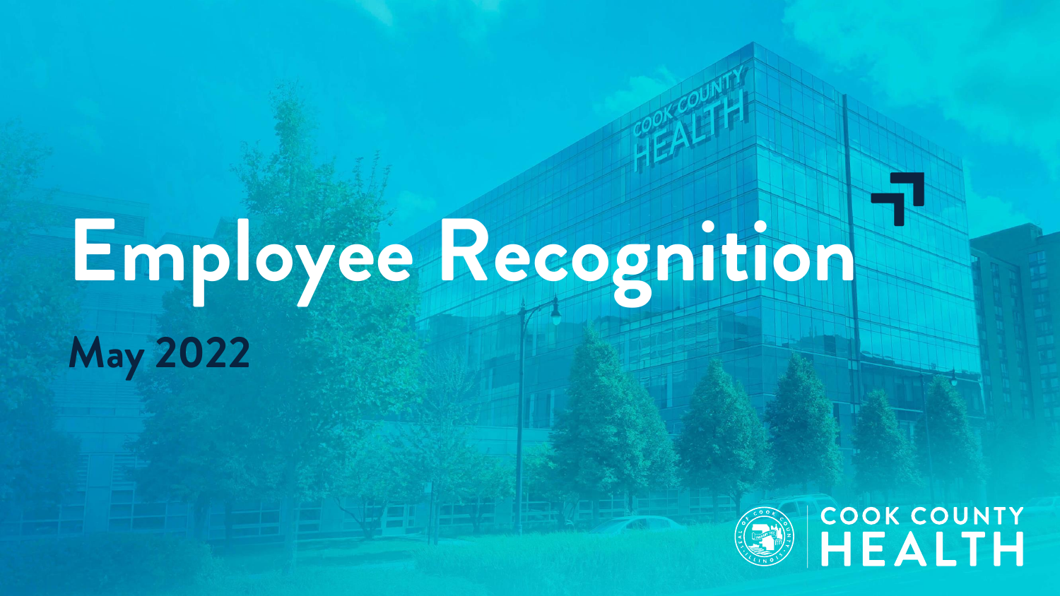# Employee Recognition

## May 2022

COOK COUNTY HEALTH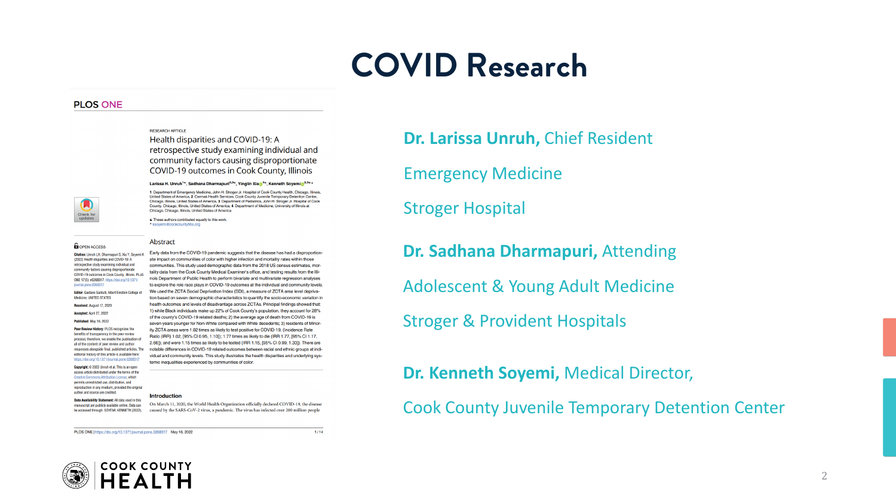# COVID Research

PLOS ONE

RESEARCH ARTICLE

Health disparities and COVID-19: A retrospective study examining individual and community factors causing disproportionate COVID-19 outcomes in Cook County, Illinois

Larissa H. Unruh[1☯], Sadhana Dharmapuri[2,3☯], Yinglin Xia[4☯], Kenneth Soyemi[2,3☯*]

1 Department of Emergency Medicine, John H. Stroger Jr. Hospital of Cook County Health, Chicago, Illinois, United States of America, 2 Cermak Health Services, Cook County Juvenile Temporary Detention Center, Chicago, Illinois, United States of America, 3 Department of Pediatrics, John H. Stroger Jr. Hospital of Cook County, Chicago, Illinois, United States of America, 4 Department of Medicine, University of Illinois at Chicago, Chicago, Illinois, United States of America

☯ These authors contributed equally to this work.
* ksoyemi@cookcountyhhs.org

OPEN ACCESS

**Citation:** Unruh LH, Dharmapuri S, Xia Y, Soyemi K (2022) Health disparities and COVID-19: A retrospective study examining individual and community factors causing disproportionate COVID-19 outcomes in Cook County, Illinois. PLoS ONE 17(5): e0268317. https://doi.org/10.1371/journal.pone.0268317

**Editor:** Gaetano Santulli, Albert Einstein College of Medicine, UNITED STATES

**Received:** August 17, 2020

**Accepted:** April 27, 2022

**Published:** May 16, 2022

**Peer Review History:** PLOS recognizes the benefits of transparency in the peer review process; therefore, we enable the publication of all of the content of peer review and author responses alongside final, published articles. The editorial history of this article is available here: https://doi.org/10.1371/journal.pone.0268317

**Copyright:** © 2022 Unruh et al. This is an open access article distributed under the terms of the Creative Commons Attribution License, which permits unrestricted use, distribution, and reproduction in any medium, provided the original author and source are credited.

**Data Availability Statement:** All data used in this manuscript are publicly available online. Data can be accessed through: SOYEMI, KENNETH (2022),

## Abstract

Early data from the COVID-19 pandemic suggests that the disease has had a disproportionate impact on communities of color with higher infection and mortality rates within those communities. This study used demographic data from the 2018 US census estimates, mortality data from the Cook County Medical Examiner's office, and testing results from the Illinois Department of Public Health to perform bivariate and multivariate regression analyses to explore the role race plays in COVID-19 outcomes at the individual and community levels. We used the ZCTA Social Deprivation Index (SDI), a measure of ZCTA area level deprivation based on seven demographic characteristics to quantify the socio-economic variation in health outcomes and levels of disadvantage across ZCTAs. Principal findings showed that: 1) while Black individuals make up 22% of Cook County's population, they account for 28% of the county's COVID-19 related deaths; 2) the average age of death from COVID-19 is seven years younger for Non-White compared with White decedents; 3) residents of Minority ZCTA areas were 1.02 times as likely to test positive for COVID-19, (Incidence Rate Ratio (IRR) 1.02, [95% CI 0.95, 1.10]); 1.77 times as likely to die (IRR 1.77, [95% CI 1.17, 2.66]); and were 1.15 times as likely to be tested (IRR 1.15, [95% CI 0.99, 1.33]). There are notable differences in COVID-19 related outcomes between racial and ethnic groups at individual and community levels. This study illustrates the health disparities and underlying systemic inequalities experienced by communities of color.

## Introduction

On March 11, 2020, the World Health Organization officially declared COVID-19, the disease caused by the SARS-CoV-2 virus, a pandemic. The virus has infected over 200 million people

**Dr. Larissa Unruh,** Chief Resident

Emergency Medicine

Stroger Hospital

**Dr. Sadhana Dharmapuri,** Attending

Adolescent & Young Adult Medicine

Stroger & Provident Hospitals

**Dr. Kenneth Soyemi,** Medical Director,

Cook County Juvenile Temporary Detention Center

COOK COUNTY HEALTH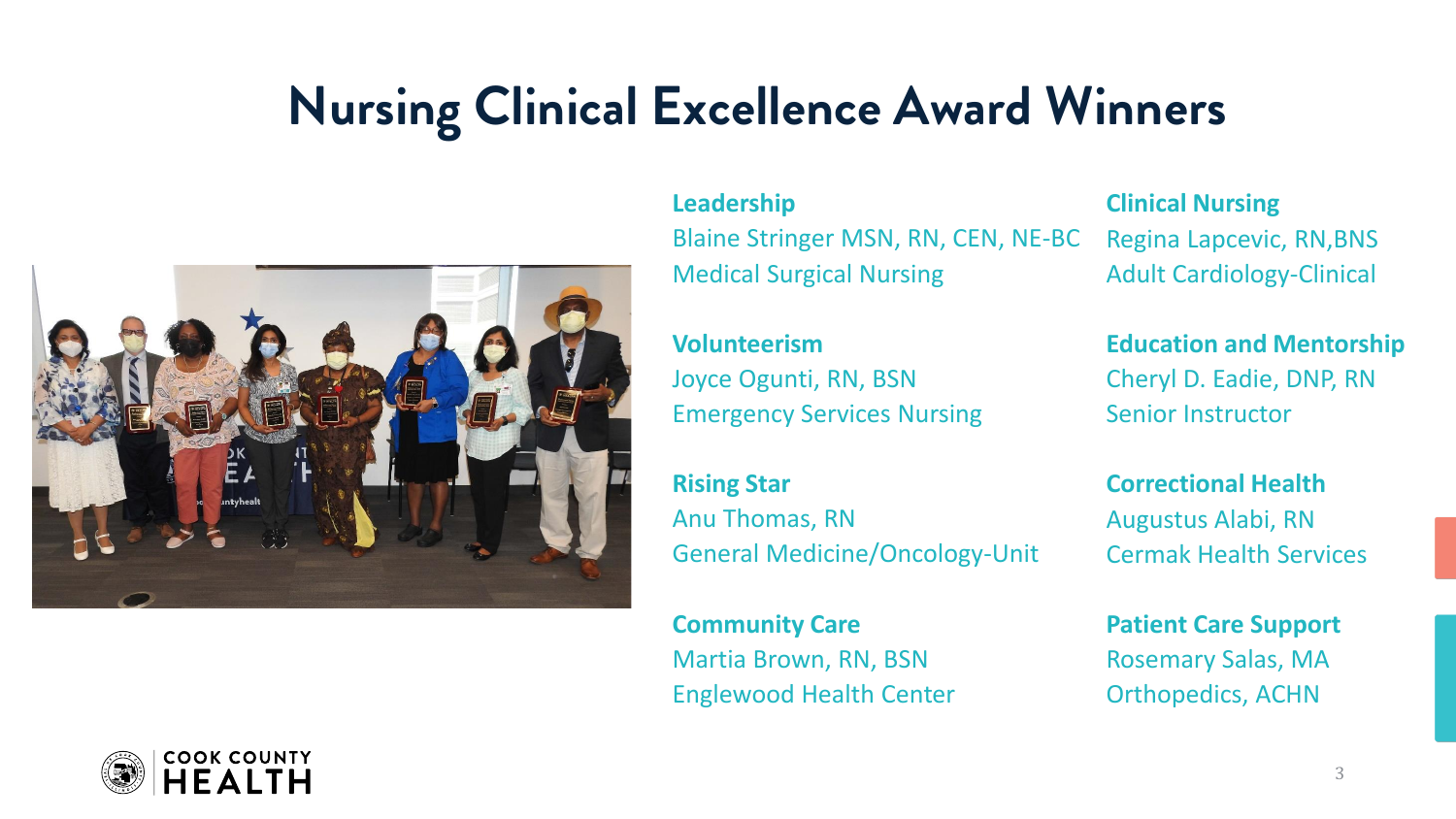# Nursing Clinical Excellence Award Winners

**Leadership**
Blaine Stringer MSN, RN, CEN, NE-BC
Medical Surgical Nursing

**Volunteerism**
Joyce Ogunti, RN, BSN
Emergency Services Nursing

**Rising Star**
Anu Thomas, RN
General Medicine/Oncology-Unit

**Community Care**
Martia Brown, RN, BSN
Englewood Health Center

**Clinical Nursing**
Regina Lapcevic, RN,BNS
Adult Cardiology-Clinical

**Education and Mentorship**
Cheryl D. Eadie, DNP, RN
Senior Instructor

**Correctional Health**
Augustus Alabi, RN
Cermak Health Services

**Patient Care Support**
Rosemary Salas, MA
Orthopedics, ACHN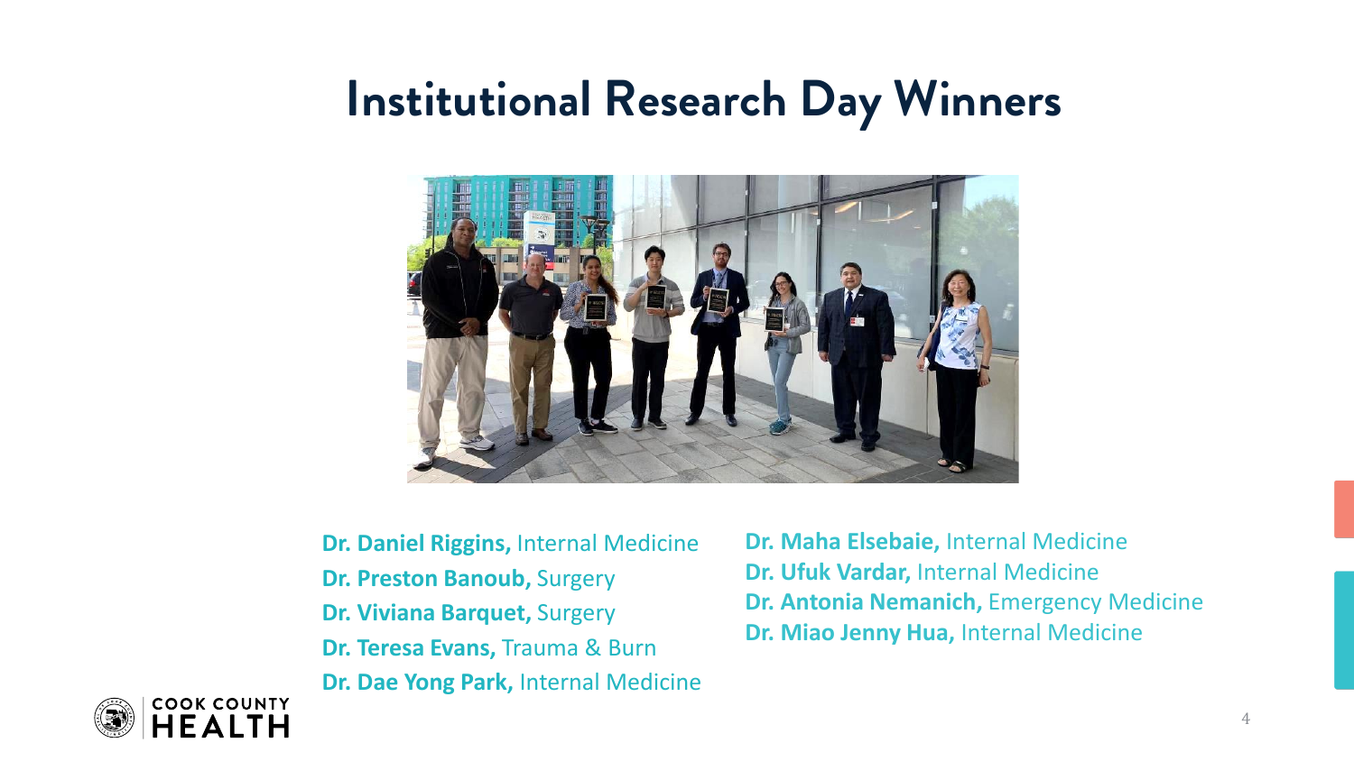# Institutional Research Day Winners

**Dr. Daniel Riggins,** Internal Medicine
**Dr. Preston Banoub,** Surgery
**Dr. Viviana Barquet,** Surgery
**Dr. Teresa Evans,** Trauma & Burn
**Dr. Dae Yong Park,** Internal Medicine
**Dr. Maha Elsebaie,** Internal Medicine
**Dr. Ufuk Vardar,** Internal Medicine
**Dr. Antonia Nemanich,** Emergency Medicine
**Dr. Miao Jenny Hua,** Internal Medicine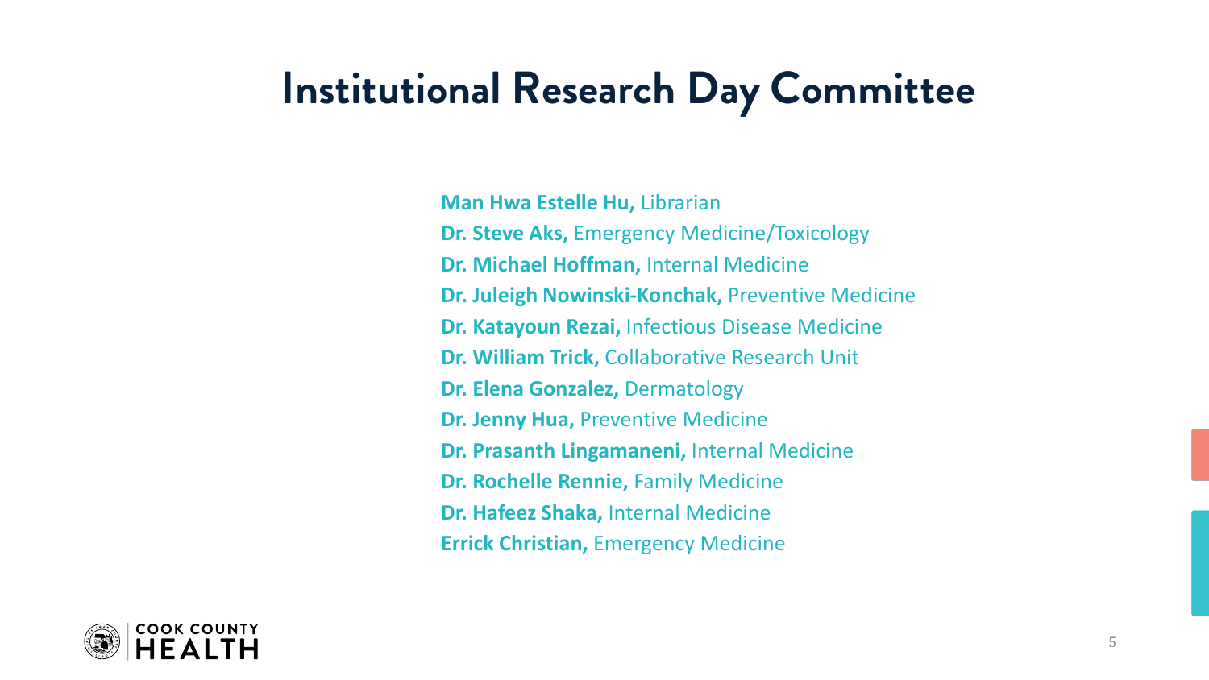# Institutional Research Day Committee

**Man Hwa Estelle Hu,** Librarian
**Dr. Steve Aks,** Emergency Medicine/Toxicology
**Dr. Michael Hoffman,** Internal Medicine
**Dr. Juleigh Nowinski-Konchak,** Preventive Medicine
**Dr. Katayoun Rezai,** Infectious Disease Medicine
**Dr. William Trick,** Collaborative Research Unit
**Dr. Elena Gonzalez,** Dermatology
**Dr. Jenny Hua,** Preventive Medicine
**Dr. Prasanth Lingamaneni,** Internal Medicine
**Dr. Rochelle Rennie,** Family Medicine
**Dr. Hafeez Shaka,** Internal Medicine
**Errick Christian,** Emergency Medicine